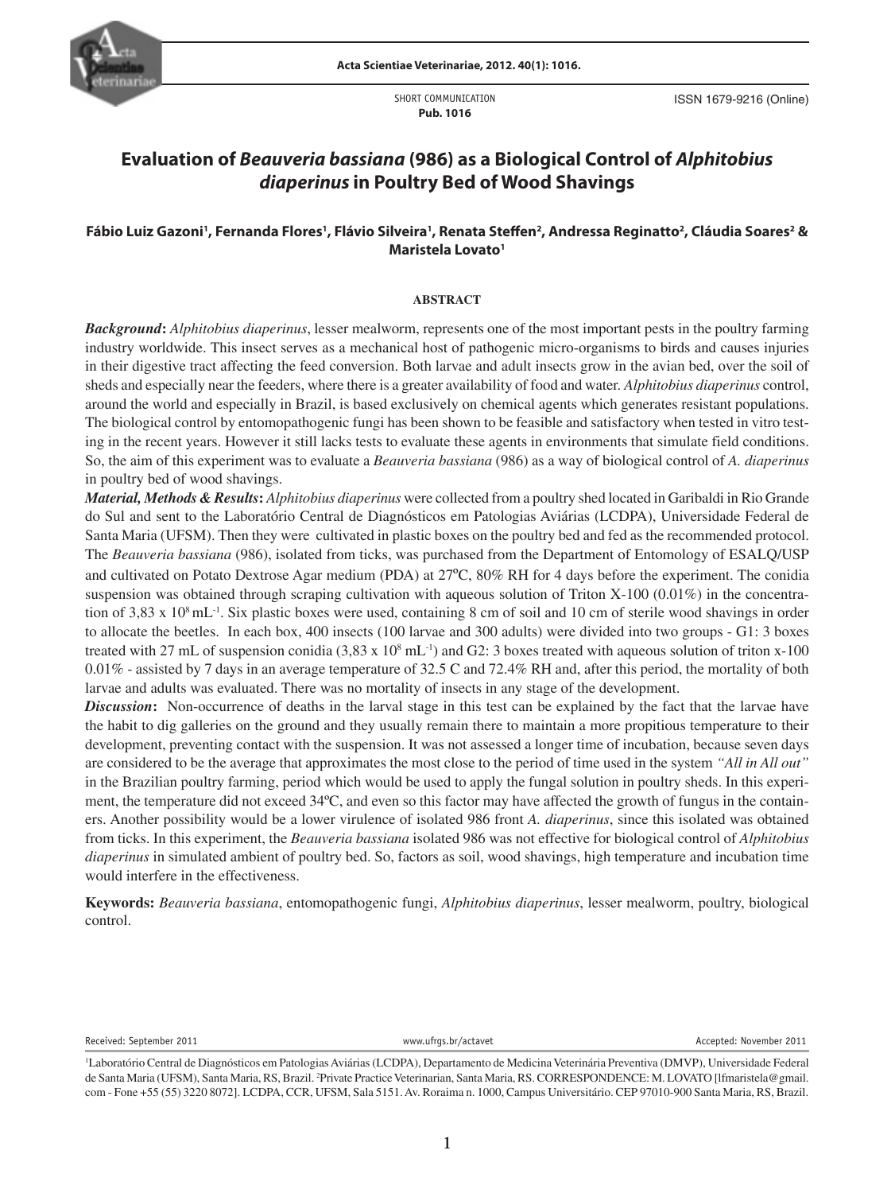SHORT COMMUNICATION
**Pub. 1016**

ISSN 1679-9216 (Online)

# Evaluation of *Beauveria bassiana* (986) as a Biological Control of *Alphitobius diaperinus* in Poultry Bed of Wood Shavings

**Fábio Luiz Gazoni[1], Fernanda Flores[1], Flávio Silveira[1], Renata Steffen[2], Andressa Reginatto[2], Cláudia Soares[2] & Maristela Lovato[1]**

## ABSTRACT

***Background*:** *Alphitobius diaperinus*, lesser mealworm, represents one of the most important pests in the poultry farming industry worldwide. This insect serves as a mechanical host of pathogenic micro-organisms to birds and causes injuries in their digestive tract affecting the feed conversion. Both larvae and adult insects grow in the avian bed, over the soil of sheds and especially near the feeders, where there is a greater availability of food and water. *Alphitobius diaperinus* control, around the world and especially in Brazil, is based exclusively on chemical agents which generates resistant populations. The biological control by entomopathogenic fungi has been shown to be feasible and satisfactory when tested in vitro testing in the recent years. However it still lacks tests to evaluate these agents in environments that simulate field conditions. So, the aim of this experiment was to evaluate a *Beauveria bassiana* (986) as a way of biological control of *A. diaperinus* in poultry bed of wood shavings.

***Material, Methods & Results*:** *Alphitobius diaperinus* were collected from a poultry shed located in Garibaldi in Rio Grande do Sul and sent to the Laboratório Central de Diagnósticos em Patologias Aviárias (LCDPA), Universidade Federal de Santa Maria (UFSM). Then they were cultivated in plastic boxes on the poultry bed and fed as the recommended protocol. The *Beauveria bassiana* (986), isolated from ticks, was purchased from the Department of Entomology of ESALQ/USP and cultivated on Potato Dextrose Agar medium (PDA) at 27ºC, 80% RH for 4 days before the experiment. The conidia suspension was obtained through scraping cultivation with aqueous solution of Triton X-100 (0.01%) in the concentration of $3{,}83 \times 10^8$ mL$^{-1}$. Six plastic boxes were used, containing 8 cm of soil and 10 cm of sterile wood shavings in order to allocate the beetles. In each box, 400 insects (100 larvae and 300 adults) were divided into two groups - G1: 3 boxes treated with 27 mL of suspension conidia ($3{,}83 \times 10^8$ mL$^{-1}$) and G2: 3 boxes treated with aqueous solution of triton x-100 0.01% - assisted by 7 days in an average temperature of 32.5 C and 72.4% RH and, after this period, the mortality of both larvae and adults was evaluated. There was no mortality of insects in any stage of the development.

***Discussion*:** Non-occurrence of deaths in the larval stage in this test can be explained by the fact that the larvae have the habit to dig galleries on the ground and they usually remain there to maintain a more propitious temperature to their development, preventing contact with the suspension. It was not assessed a longer time of incubation, because seven days are considered to be the average that approximates the most close to the period of time used in the system *"All in All out"* in the Brazilian poultry farming, period which would be used to apply the fungal solution in poultry sheds. In this experiment, the temperature did not exceed 34ºC, and even so this factor may have affected the growth of fungus in the containers. Another possibility would be a lower virulence of isolated 986 front *A. diaperinus*, since this isolated was obtained from ticks. In this experiment, the *Beauveria bassiana* isolated 986 was not effective for biological control of *Alphitobius diaperinus* in simulated ambient of poultry bed. So, factors as soil, wood shavings, high temperature and incubation time would interfere in the effectiveness.

**Keywords:** *Beauveria bassiana*, entomopathogenic fungi, *Alphitobius diaperinus*, lesser mealworm, poultry, biological control.

Received: September 2011 | www.ufrgs.br/actavet | Accepted: November 2011

[1]Laboratório Central de Diagnósticos em Patologias Aviárias (LCDPA), Departamento de Medicina Veterinária Preventiva (DMVP), Universidade Federal de Santa Maria (UFSM), Santa Maria, RS, Brazil. [2]Private Practice Veterinarian, Santa Maria, RS. CORRESPONDENCE: M. LOVATO [lfmaristela@gmail.com - Fone +55 (55) 3220 8072]. LCDPA, CCR, UFSM, Sala 5151. Av. Roraima n. 1000, Campus Universitário. CEP 97010-900 Santa Maria, RS, Brazil.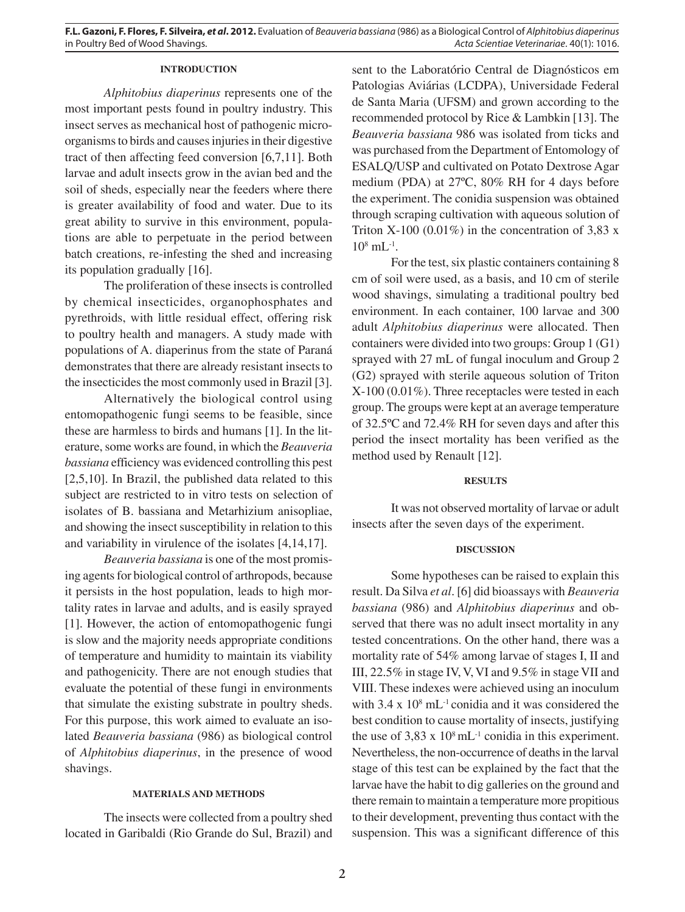## INTRODUCTION

*Alphitobius diaperinus* represents one of the most important pests found in poultry industry. This insect serves as mechanical host of pathogenic microorganisms to birds and causes injuries in their digestive tract of then affecting feed conversion [6,7,11]. Both larvae and adult insects grow in the avian bed and the soil of sheds, especially near the feeders where there is greater availability of food and water. Due to its great ability to survive in this environment, populations are able to perpetuate in the period between batch creations, re-infesting the shed and increasing its population gradually [16].

The proliferation of these insects is controlled by chemical insecticides, organophosphates and pyrethroids, with little residual effect, offering risk to poultry health and managers. A study made with populations of A. diaperinus from the state of Paraná demonstrates that there are already resistant insects to the insecticides the most commonly used in Brazil [3].

Alternatively the biological control using entomopathogenic fungi seems to be feasible, since these are harmless to birds and humans [1]. In the literature, some works are found, in which the *Beauveria bassiana* efficiency was evidenced controlling this pest [2,5,10]. In Brazil, the published data related to this subject are restricted to in vitro tests on selection of isolates of B. bassiana and Metarhizium anisopliae, and showing the insect susceptibility in relation to this and variability in virulence of the isolates [4,14,17].

*Beauveria bassiana* is one of the most promising agents for biological control of arthropods, because it persists in the host population, leads to high mortality rates in larvae and adults, and is easily sprayed [1]. However, the action of entomopathogenic fungi is slow and the majority needs appropriate conditions of temperature and humidity to maintain its viability and pathogenicity. There are not enough studies that evaluate the potential of these fungi in environments that simulate the existing substrate in poultry sheds. For this purpose, this work aimed to evaluate an isolated *Beauveria bassiana* (986) as biological control of *Alphitobius diaperinus*, in the presence of wood shavings.

## MATERIALS AND METHODS

The insects were collected from a poultry shed located in Garibaldi (Rio Grande do Sul, Brazil) and sent to the Laboratório Central de Diagnósticos em Patologias Aviárias (LCDPA), Universidade Federal de Santa Maria (UFSM) and grown according to the recommended protocol by Rice & Lambkin [13]. The *Beauveria bassiana* 986 was isolated from ticks and was purchased from the Department of Entomology of ESALQ/USP and cultivated on Potato Dextrose Agar medium (PDA) at 27ºC, 80% RH for 4 days before the experiment. The conidia suspension was obtained through scraping cultivation with aqueous solution of Triton X-100 (0.01%) in the concentration of 3,83 x $10^8$ $mL^{-1}$.

For the test, six plastic containers containing 8 cm of soil were used, as a basis, and 10 cm of sterile wood shavings, simulating a traditional poultry bed environment. In each container, 100 larvae and 300 adult *Alphitobius diaperinus* were allocated. Then containers were divided into two groups: Group 1 (G1) sprayed with 27 mL of fungal inoculum and Group 2 (G2) sprayed with sterile aqueous solution of Triton X-100 (0.01%). Three receptacles were tested in each group. The groups were kept at an average temperature of 32.5ºC and 72.4% RH for seven days and after this period the insect mortality has been verified as the method used by Renault [12].

## RESULTS

It was not observed mortality of larvae or adult insects after the seven days of the experiment.

## DISCUSSION

Some hypotheses can be raised to explain this result. Da Silva *et al*. [6] did bioassays with *Beauveria bassiana* (986) and *Alphitobius diaperinus* and observed that there was no adult insect mortality in any tested concentrations. On the other hand, there was a mortality rate of 54% among larvae of stages I, II and III, 22.5% in stage IV, V, VI and 9.5% in stage VII and VIII. These indexes were achieved using an inoculum with 3.4 x $10^8$ $mL^{-1}$ conidia and it was considered the best condition to cause mortality of insects, justifying the use of 3,83 x $10^8$ $mL^{-1}$ conidia in this experiment. Nevertheless, the non-occurrence of deaths in the larval stage of this test can be explained by the fact that the larvae have the habit to dig galleries on the ground and there remain to maintain a temperature more propitious to their development, preventing thus contact with the suspension. This was a significant difference of this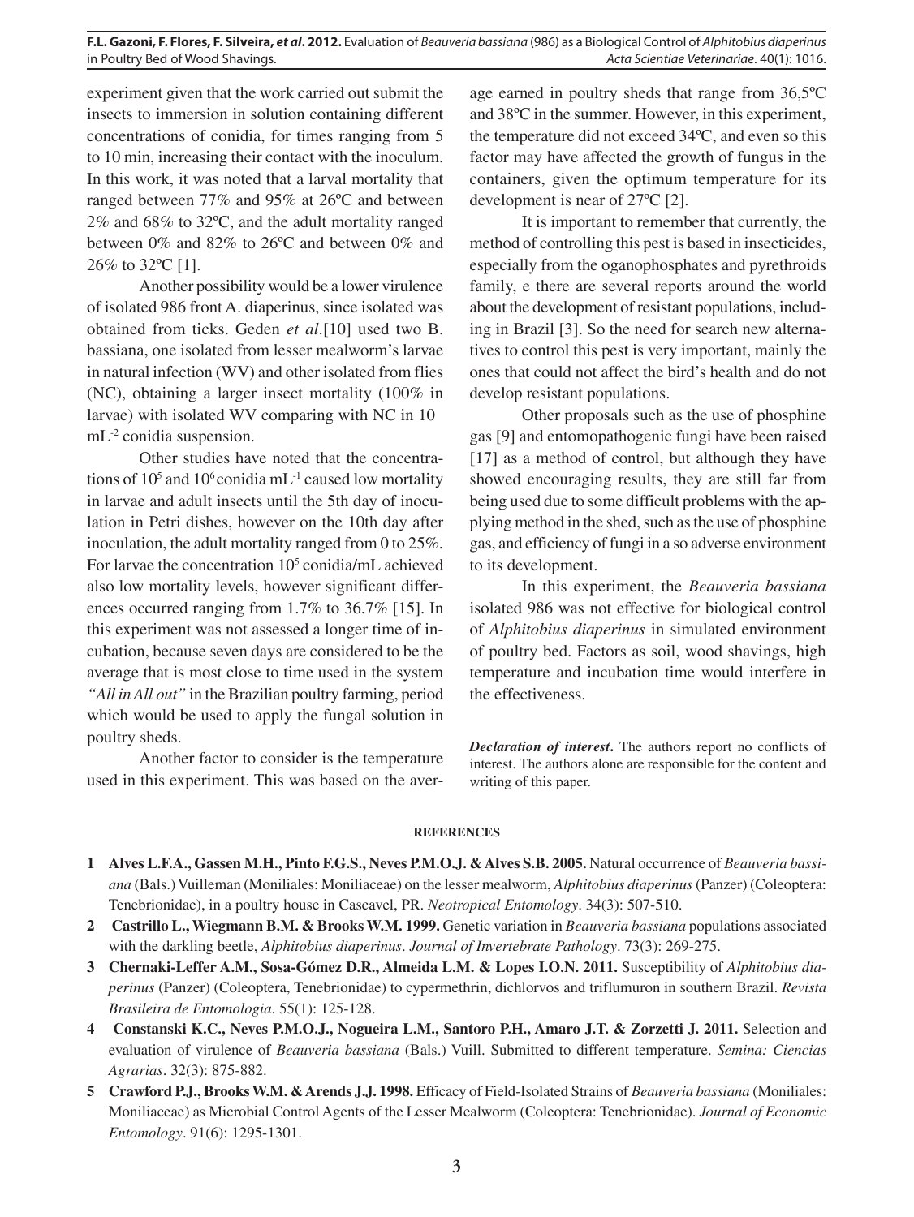experiment given that the work carried out submit the insects to immersion in solution containing different concentrations of conidia, for times ranging from 5 to 10 min, increasing their contact with the inoculum. In this work, it was noted that a larval mortality that ranged between 77% and 95% at 26ºC and between 2% and 68% to 32ºC, and the adult mortality ranged between 0% and 82% to 26ºC and between 0% and 26% to 32ºC [1].

Another possibility would be a lower virulence of isolated 986 front A. diaperinus, since isolated was obtained from ticks. Geden *et al*.[10] used two B. bassiana, one isolated from lesser mealworm's larvae in natural infection (WV) and other isolated from flies (NC), obtaining a larger insect mortality (100% in larvae) with isolated WV comparing with NC in 10 $mL^{-2}$ conidia suspension.

Other studies have noted that the concentrations of $10^5$ and $10^6$ conidia $mL^{-1}$ caused low mortality in larvae and adult insects until the 5th day of inoculation in Petri dishes, however on the 10th day after inoculation, the adult mortality ranged from 0 to 25%. For larvae the concentration $10^5$ conidia/mL achieved also low mortality levels, however significant differences occurred ranging from 1.7% to 36.7% [15]. In this experiment was not assessed a longer time of incubation, because seven days are considered to be the average that is most close to time used in the system *"All in All out"* in the Brazilian poultry farming, period which would be used to apply the fungal solution in poultry sheds.

Another factor to consider is the temperature used in this experiment. This was based on the average earned in poultry sheds that range from 36,5ºC and 38ºC in the summer. However, in this experiment, the temperature did not exceed 34ºC, and even so this factor may have affected the growth of fungus in the containers, given the optimum temperature for its development is near of 27ºC [2].

It is important to remember that currently, the method of controlling this pest is based in insecticides, especially from the oganophosphates and pyrethroids family, e there are several reports around the world about the development of resistant populations, including in Brazil [3]. So the need for search new alternatives to control this pest is very important, mainly the ones that could not affect the bird's health and do not develop resistant populations.

Other proposals such as the use of phosphine gas [9] and entomopathogenic fungi have been raised [17] as a method of control, but although they have showed encouraging results, they are still far from being used due to some difficult problems with the applying method in the shed, such as the use of phosphine gas, and efficiency of fungi in a so adverse environment to its development.

In this experiment, the *Beauveria bassiana* isolated 986 was not effective for biological control of *Alphitobius diaperinus* in simulated environment of poultry bed. Factors as soil, wood shavings, high temperature and incubation time would interfere in the effectiveness.

***Declaration of interest*.** The authors report no conflicts of interest. The authors alone are responsible for the content and writing of this paper.

## REFERENCES

**1 Alves L.F.A., Gassen M.H., Pinto F.G.S., Neves P.M.O.J. & Alves S.B. 2005.** Natural occurrence of *Beauveria bassiana* (Bals.) Vuilleman (Moniliales: Moniliaceae) on the lesser mealworm, *Alphitobius diaperinus* (Panzer) (Coleoptera: Tenebrionidae), in a poultry house in Cascavel, PR. *Neotropical Entomology*. 34(3): 507-510.

**2 Castrillo L., Wiegmann B.M. & Brooks W.M. 1999.** Genetic variation in *Beauveria bassiana* populations associated with the darkling beetle, *Alphitobius diaperinus*. *Journal of Invertebrate Pathology*. 73(3): 269-275.

**3 Chernaki-Leffer A.M., Sosa-Gómez D.R., Almeida L.M. & Lopes I.O.N. 2011.** Susceptibility of *Alphitobius diaperinus* (Panzer) (Coleoptera, Tenebrionidae) to cypermethrin, dichlorvos and triflumuron in southern Brazil. *Revista Brasileira de Entomologia*. 55(1): 125-128.

**4 Constanski K.C., Neves P.M.O.J., Nogueira L.M., Santoro P.H., Amaro J.T. & Zorzetti J. 2011.** Selection and evaluation of virulence of *Beauveria bassiana* (Bals.) Vuill. Submitted to different temperature. *Semina: Ciencias Agrarias*. 32(3): 875-882.

**5 Crawford P.J., Brooks W.M. & Arends J.J. 1998.** Efficacy of Field-Isolated Strains of *Beauveria bassiana* (Moniliales: Moniliaceae) as Microbial Control Agents of the Lesser Mealworm (Coleoptera: Tenebrionidae). *Journal of Economic Entomology*. 91(6): 1295-1301.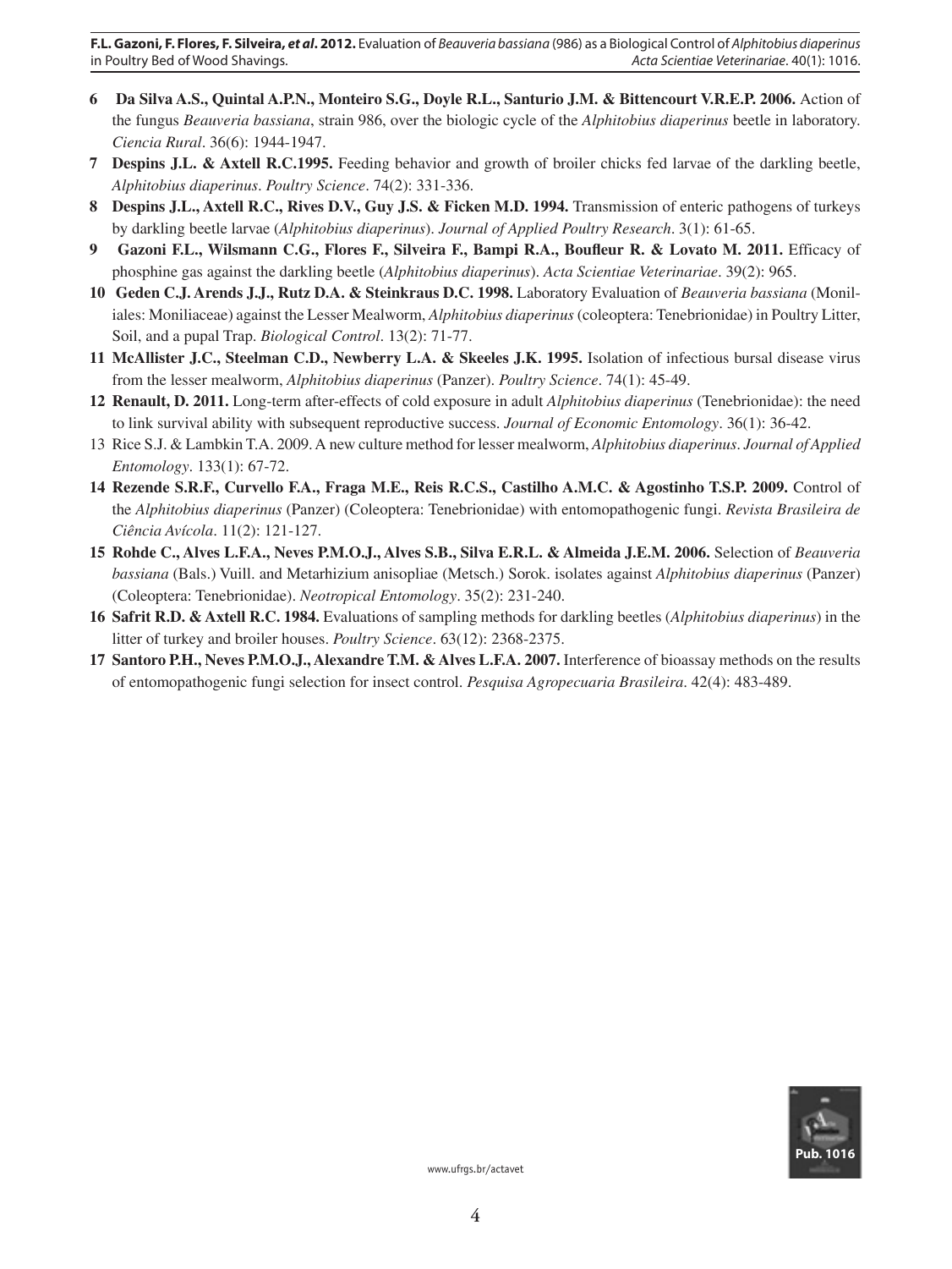6 **Da Silva A.S., Quintal A.P.N., Monteiro S.G., Doyle R.L., Santurio J.M. & Bittencourt V.R.E.P. 2006.** Action of the fungus *Beauveria bassiana*, strain 986, over the biologic cycle of the *Alphitobius diaperinus* beetle in laboratory. *Ciencia Rural*. 36(6): 1944-1947.

7 **Despins J.L. & Axtell R.C.1995.** Feeding behavior and growth of broiler chicks fed larvae of the darkling beetle, *Alphitobius diaperinus*. *Poultry Science*. 74(2): 331-336.

8 **Despins J.L., Axtell R.C., Rives D.V., Guy J.S. & Ficken M.D. 1994.** Transmission of enteric pathogens of turkeys by darkling beetle larvae (*Alphitobius diaperinus*). *Journal of Applied Poultry Research*. 3(1): 61-65.

9 **Gazoni F.L., Wilsmann C.G., Flores F., Silveira F., Bampi R.A., Boufleur R. & Lovato M. 2011.** Efficacy of phosphine gas against the darkling beetle (*Alphitobius diaperinus*). *Acta Scientiae Veterinariae*. 39(2): 965.

10 **Geden C.J. Arends J.J., Rutz D.A. & Steinkraus D.C. 1998.** Laboratory Evaluation of *Beauveria bassiana* (Moniliales: Moniliaceae) against the Lesser Mealworm, *Alphitobius diaperinus* (coleoptera: Tenebrionidae) in Poultry Litter, Soil, and a pupal Trap. *Biological Control*. 13(2): 71-77.

11 **McAllister J.C., Steelman C.D., Newberry L.A. & Skeeles J.K. 1995.** Isolation of infectious bursal disease virus from the lesser mealworm, *Alphitobius diaperinus* (Panzer). *Poultry Science*. 74(1): 45-49.

12 **Renault, D. 2011.** Long-term after-effects of cold exposure in adult *Alphitobius diaperinus* (Tenebrionidae): the need to link survival ability with subsequent reproductive success. *Journal of Economic Entomology*. 36(1): 36-42.

13 Rice S.J. & Lambkin T.A. 2009. A new culture method for lesser mealworm, *Alphitobius diaperinus*. *Journal of Applied Entomology*. 133(1): 67-72.

14 **Rezende S.R.F., Curvello F.A., Fraga M.E., Reis R.C.S., Castilho A.M.C. & Agostinho T.S.P. 2009.** Control of the *Alphitobius diaperinus* (Panzer) (Coleoptera: Tenebrionidae) with entomopathogenic fungi. *Revista Brasileira de Ciência Avícola*. 11(2): 121-127.

15 **Rohde C., Alves L.F.A., Neves P.M.O.J., Alves S.B., Silva E.R.L. & Almeida J.E.M. 2006.** Selection of *Beauveria bassiana* (Bals.) Vuill. and Metarhizium anisopliae (Metsch.) Sorok. isolates against *Alphitobius diaperinus* (Panzer) (Coleoptera: Tenebrionidae). *Neotropical Entomology*. 35(2): 231-240.

16 **Safrit R.D. & Axtell R.C. 1984.** Evaluations of sampling methods for darkling beetles (*Alphitobius diaperinus*) in the litter of turkey and broiler houses. *Poultry Science*. 63(12): 2368-2375.

17 **Santoro P.H., Neves P.M.O.J., Alexandre T.M. & Alves L.F.A. 2007.** Interference of bioassay methods on the results of entomopathogenic fungi selection for insect control. *Pesquisa Agropecuaria Brasileira*. 42(4): 483-489.